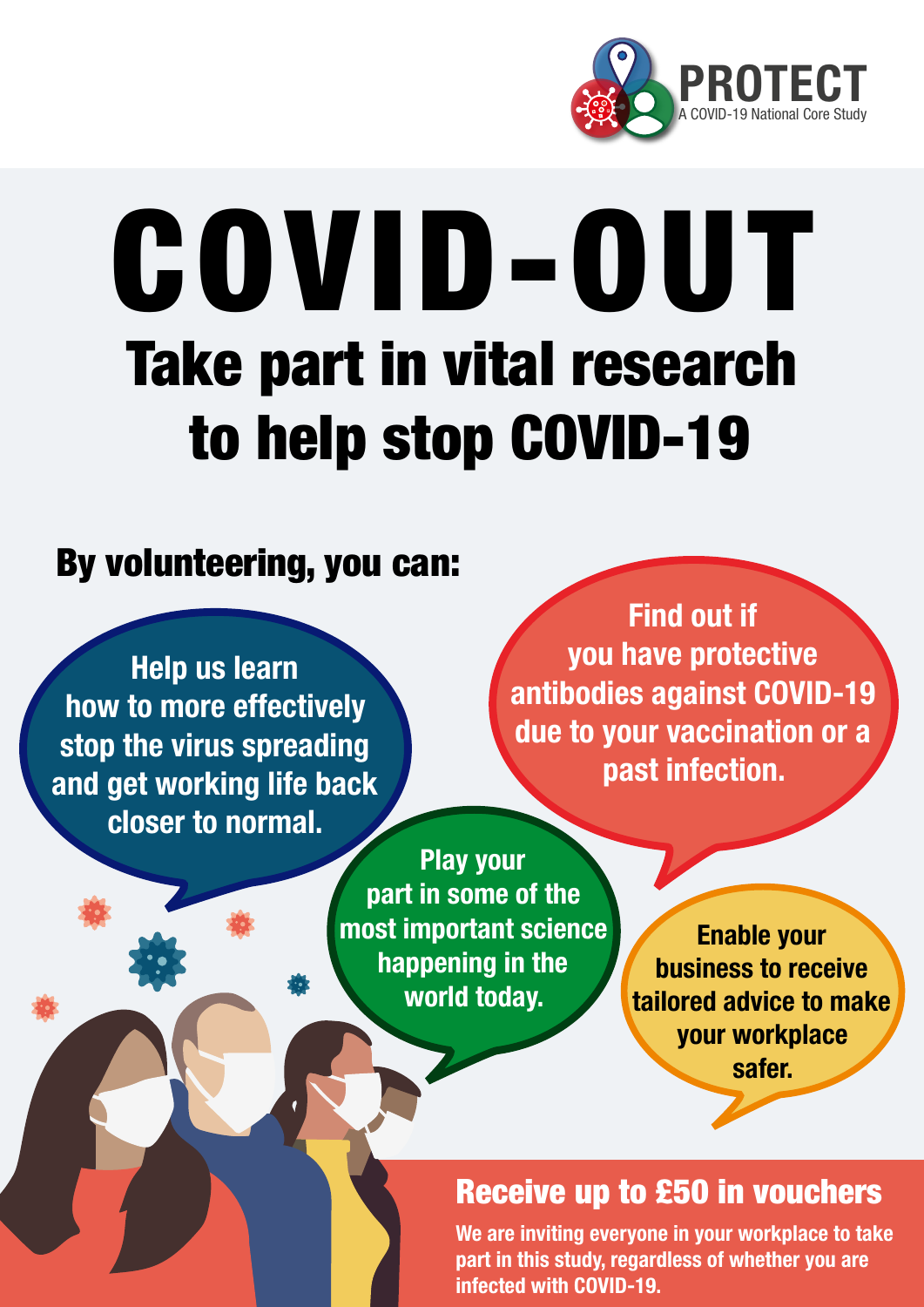PROTECT
A COVID-19 National Core Study

# COVID-OUT

## Take part in vital research to help stop COVID-19

### By volunteering, you can:

- Help us learn how to more effectively stop the virus spreading and get working life back closer to normal.
- Find out if you have protective antibodies against COVID-19 due to your vaccination or a past infection.
- Play your part in some of the most important science happening in the world today.
- Enable your business to receive tailored advice to make your workplace safer.

## Receive up to £50 in vouchers

**We are inviting everyone in your workplace to take part in this study, regardless of whether you are infected with COVID-19.**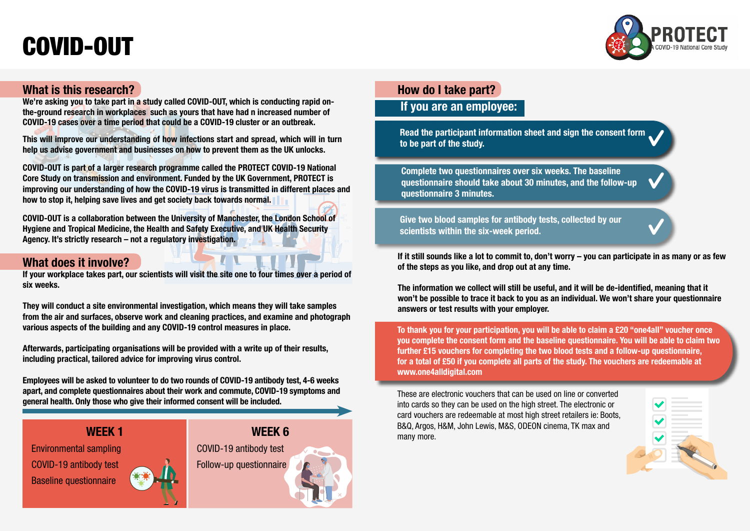# COVID-OUT

PROTECT
A COVID-19 National Core Study

## What is this research?

We're asking you to take part in a study called COVID-OUT, which is conducting rapid on-the-ground research in workplaces such as yours that have had n increased number of COVID-19 cases over a time period that could be a COVID-19 cluster or an outbreak.

This will improve our understanding of how infections start and spread, which will in turn help us advise government and businesses on how to prevent them as the UK unlocks.

COVID-OUT is part of a larger research programme called the PROTECT COVID-19 National Core Study on transmission and environment. Funded by the UK Government, PROTECT is improving our understanding of how the COVID-19 virus is transmitted in different places and how to stop it, helping save lives and get society back towards normal.

COVID-OUT is a collaboration between the University of Manchester, the London School of Hygiene and Tropical Medicine, the Health and Safety Executive, and UK Health Security Agency. It's strictly research – not a regulatory investigation.

## What does it involve?

If your workplace takes part, our scientists will visit the site one to four times over a period of six weeks.

They will conduct a site environmental investigation, which means they will take samples from the air and surfaces, observe work and cleaning practices, and examine and photograph various aspects of the building and any COVID-19 control measures in place.

Afterwards, participating organisations will be provided with a write up of their results, including practical, tailored advice for improving virus control.

Employees will be asked to volunteer to do two rounds of COVID-19 antibody test, 4-6 weeks apart, and complete questionnaires about their work and commute, COVID-19 symptoms and general health. Only those who give their informed consent will be included.

### WEEK 1

Environmental sampling

COVID-19 antibody test

Baseline questionnaire

### WEEK 6

COVID-19 antibody test

Follow-up questionnaire

## How do I take part?

### If you are an employee:

- Read the participant information sheet and sign the consent form to be part of the study.
- Complete two questionnaires over six weeks. The baseline questionnaire should take about 30 minutes, and the follow-up questionnaire 3 minutes.
- Give two blood samples for antibody tests, collected by our scientists within the six-week period.

If it still sounds like a lot to commit to, don't worry – you can participate in as many or as few of the steps as you like, and drop out at any time.

The information we collect will still be useful, and it will be de-identified, meaning that it won't be possible to trace it back to you as an individual. We won't share your questionnaire answers or test results with your employer.

To thank you for your participation, you will be able to claim a £20 "one4all" voucher once you complete the consent form and the baseline questionnaire. You will be able to claim two further £15 vouchers for completing the two blood tests and a follow-up questionnaire, for a total of £50 if you complete all parts of the study. The vouchers are redeemable at www.one4alldigital.com

These are electronic vouchers that can be used on line or converted into cards so they can be used on the high street. The electronic or card vouchers are redeemable at most high street retailers ie: Boots, B&Q, Argos, H&M, John Lewis, M&S, ODEON cinema, TK max and many more.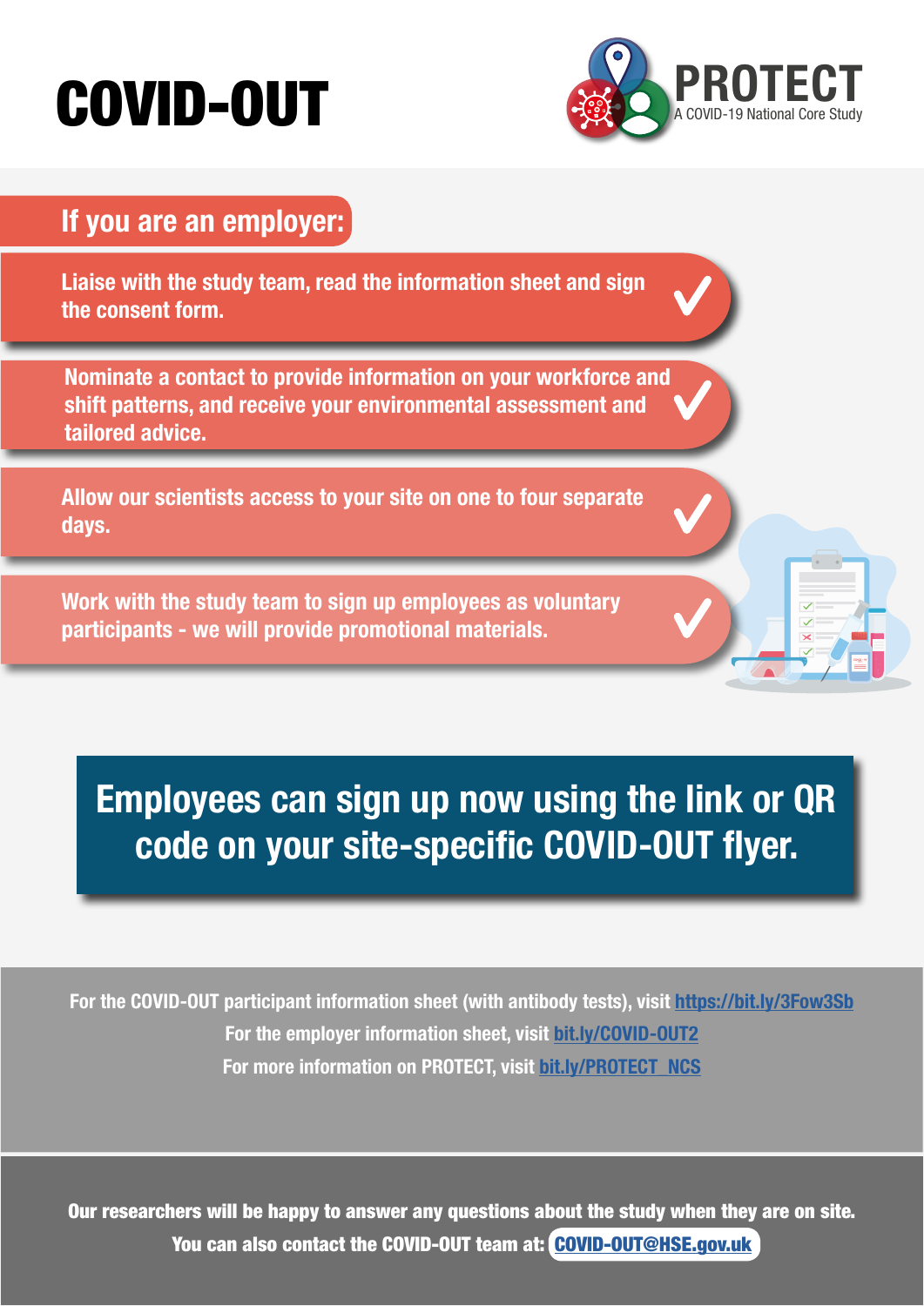# COVID-OUT

**PROTECT**
A COVID-19 National Core Study

## If you are an employer:

- **Liaise with the study team, read the information sheet and sign the consent form.** ✓
- **Nominate a contact to provide information on your workforce and shift patterns, and receive your environmental assessment and tailored advice.** ✓
- **Allow our scientists access to your site on one to four separate days.** ✓
- **Work with the study team to sign up employees as voluntary participants - we will provide promotional materials.** ✓

## Employees can sign up now using the link or QR code on your site-specific COVID-OUT flyer.

For the COVID-OUT participant information sheet (with antibody tests), visit https://bit.ly/3Fow3Sb
For the employer information sheet, visit bit.ly/COVID-OUT2
For more information on PROTECT, visit bit.ly/PROTECT_NCS

**Our researchers will be happy to answer any questions about the study when they are on site.**
**You can also contact the COVID-OUT team at: COVID-OUT@HSE.gov.uk**